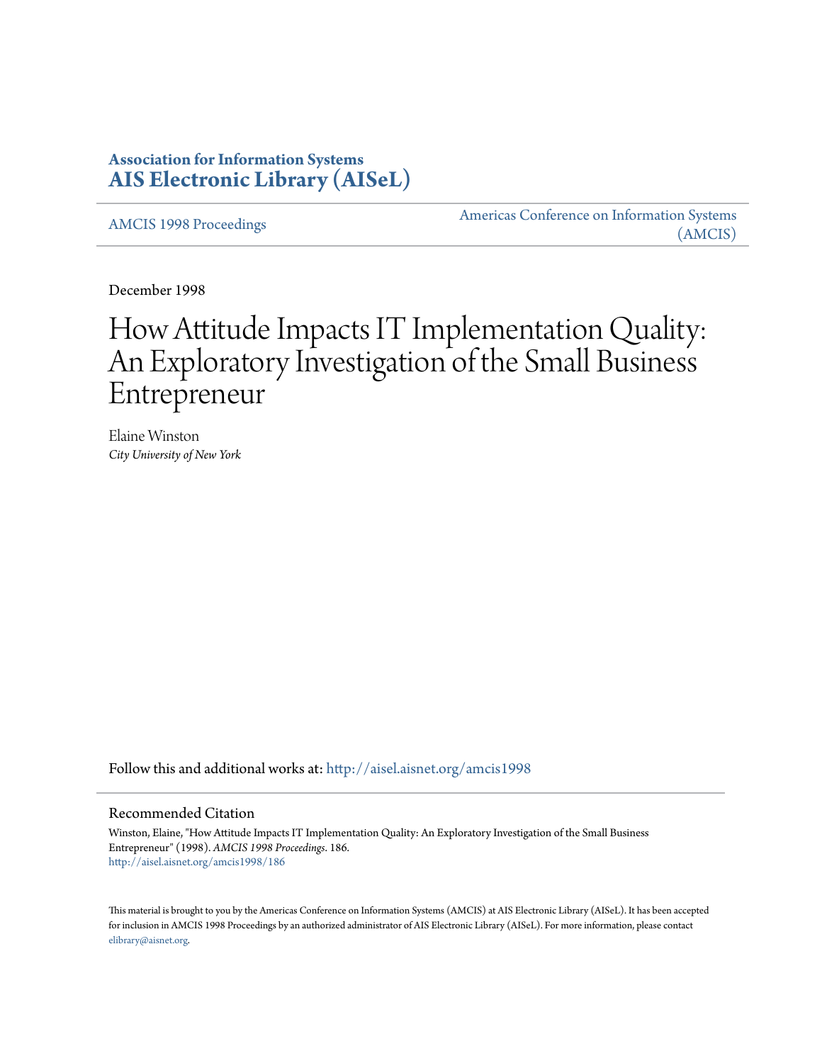**Association for Information Systems**
**AIS Electronic Library (AISeL)**

AMCIS 1998 Proceedings

Americas Conference on Information Systems (AMCIS)

December 1998

# How Attitude Impacts IT Implementation Quality: An Exploratory Investigation of the Small Business Entrepreneur

Elaine Winston
*City University of New York*

Follow this and additional works at: http://aisel.aisnet.org/amcis1998

## Recommended Citation

Winston, Elaine, "How Attitude Impacts IT Implementation Quality: An Exploratory Investigation of the Small Business Entrepreneur" (1998). *AMCIS 1998 Proceedings*. 186.
http://aisel.aisnet.org/amcis1998/186

This material is brought to you by the Americas Conference on Information Systems (AMCIS) at AIS Electronic Library (AISeL). It has been accepted for inclusion in AMCIS 1998 Proceedings by an authorized administrator of AIS Electronic Library (AISeL). For more information, please contact elibrary@aisnet.org.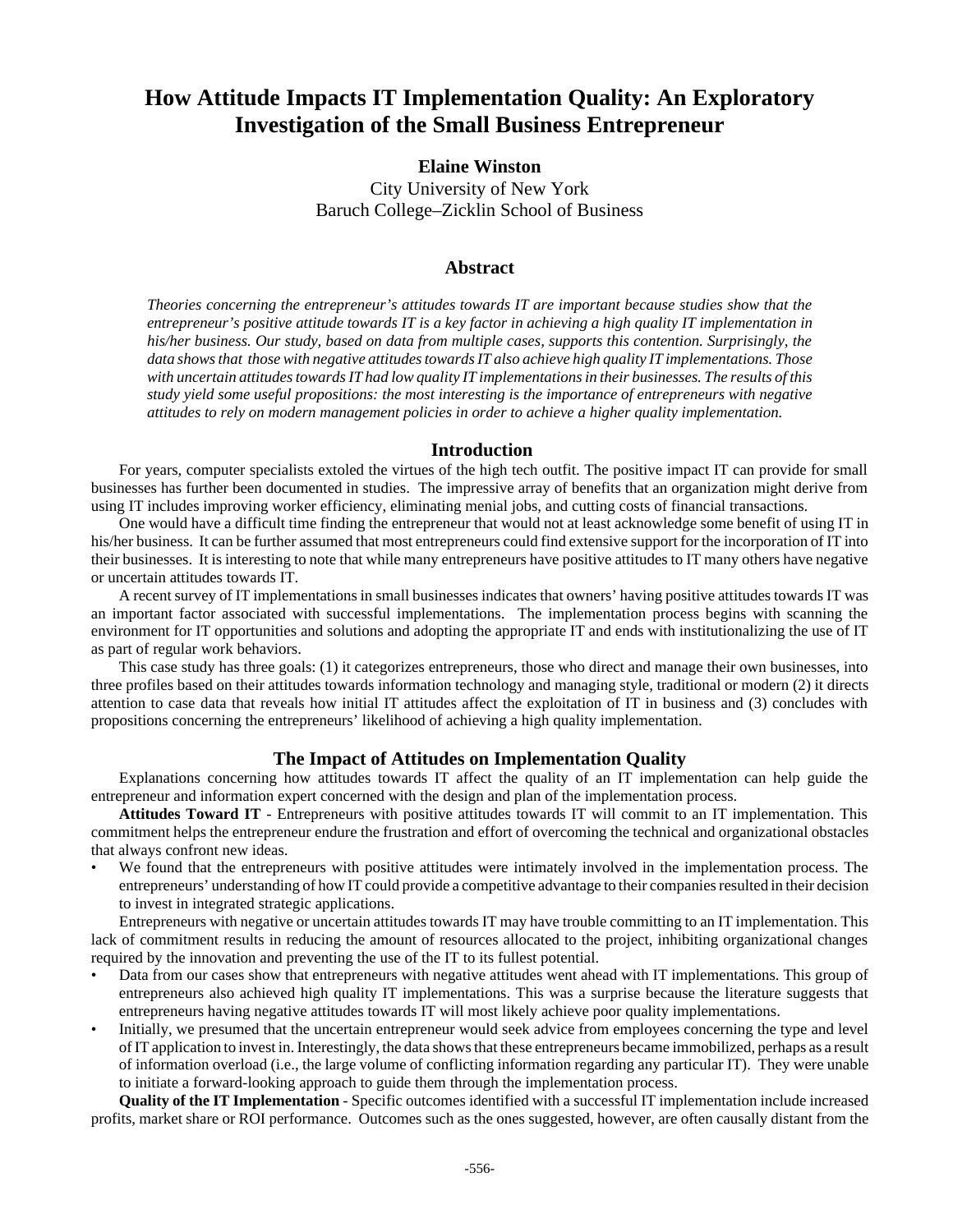# How Attitude Impacts IT Implementation Quality: An Exploratory Investigation of the Small Business Entrepreneur

**Elaine Winston**
City University of New York
Baruch College–Zicklin School of Business

## Abstract

*Theories concerning the entrepreneur's attitudes towards IT are important because studies show that the entrepreneur's positive attitude towards IT is a key factor in achieving a high quality IT implementation in his/her business. Our study, based on data from multiple cases, supports this contention. Surprisingly, the data shows that those with negative attitudes towards IT also achieve high quality IT implementations. Those with uncertain attitudes towards IT had low quality IT implementations in their businesses. The results of this study yield some useful propositions: the most interesting is the importance of entrepreneurs with negative attitudes to rely on modern management policies in order to achieve a higher quality implementation.*

## Introduction

For years, computer specialists extoled the virtues of the high tech outfit. The positive impact IT can provide for small businesses has further been documented in studies. The impressive array of benefits that an organization might derive from using IT includes improving worker efficiency, eliminating menial jobs, and cutting costs of financial transactions.

One would have a difficult time finding the entrepreneur that would not at least acknowledge some benefit of using IT in his/her business. It can be further assumed that most entrepreneurs could find extensive support for the incorporation of IT into their businesses. It is interesting to note that while many entrepreneurs have positive attitudes to IT many others have negative or uncertain attitudes towards IT.

A recent survey of IT implementations in small businesses indicates that owners' having positive attitudes towards IT was an important factor associated with successful implementations. The implementation process begins with scanning the environment for IT opportunities and solutions and adopting the appropriate IT and ends with institutionalizing the use of IT as part of regular work behaviors.

This case study has three goals: (1) it categorizes entrepreneurs, those who direct and manage their own businesses, into three profiles based on their attitudes towards information technology and managing style, traditional or modern (2) it directs attention to case data that reveals how initial IT attitudes affect the exploitation of IT in business and (3) concludes with propositions concerning the entrepreneurs' likelihood of achieving a high quality implementation.

## The Impact of Attitudes on Implementation Quality

Explanations concerning how attitudes towards IT affect the quality of an IT implementation can help guide the entrepreneur and information expert concerned with the design and plan of the implementation process.

**Attitudes Toward IT** - Entrepreneurs with positive attitudes towards IT will commit to an IT implementation. This commitment helps the entrepreneur endure the frustration and effort of overcoming the technical and organizational obstacles that always confront new ideas.

- We found that the entrepreneurs with positive attitudes were intimately involved in the implementation process. The entrepreneurs' understanding of how IT could provide a competitive advantage to their companies resulted in their decision to invest in integrated strategic applications.

Entrepreneurs with negative or uncertain attitudes towards IT may have trouble committing to an IT implementation. This lack of commitment results in reducing the amount of resources allocated to the project, inhibiting organizational changes required by the innovation and preventing the use of the IT to its fullest potential.

- Data from our cases show that entrepreneurs with negative attitudes went ahead with IT implementations. This group of entrepreneurs also achieved high quality IT implementations. This was a surprise because the literature suggests that entrepreneurs having negative attitudes towards IT will most likely achieve poor quality implementations.
- Initially, we presumed that the uncertain entrepreneur would seek advice from employees concerning the type and level of IT application to invest in. Interestingly, the data shows that these entrepreneurs became immobilized, perhaps as a result of information overload (i.e., the large volume of conflicting information regarding any particular IT). They were unable to initiate a forward-looking approach to guide them through the implementation process.

**Quality of the IT Implementation** - Specific outcomes identified with a successful IT implementation include increased profits, market share or ROI performance. Outcomes such as the ones suggested, however, are often causally distant from the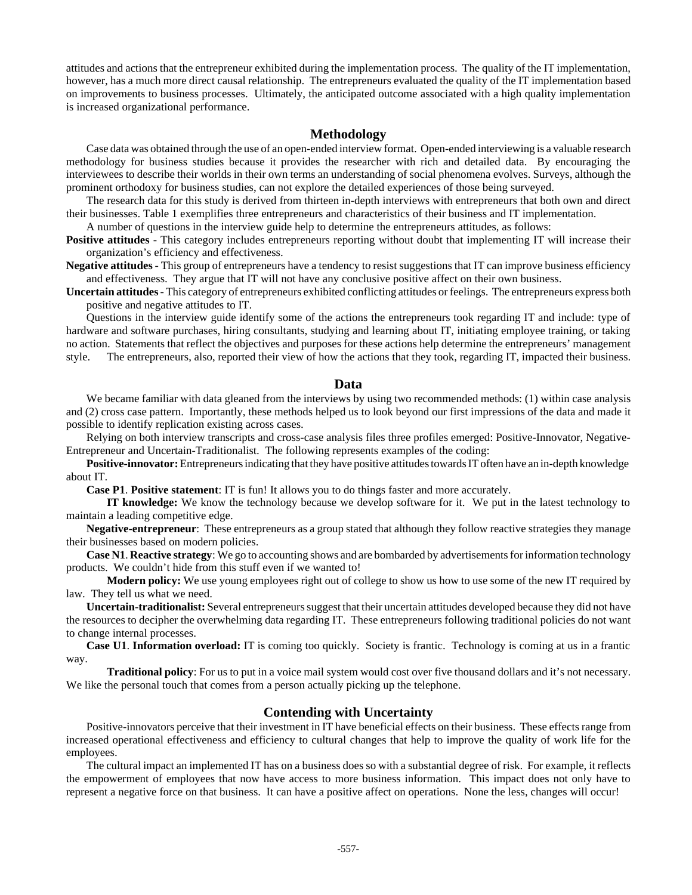attitudes and actions that the entrepreneur exhibited during the implementation process. The quality of the IT implementation, however, has a much more direct causal relationship. The entrepreneurs evaluated the quality of the IT implementation based on improvements to business processes. Ultimately, the anticipated outcome associated with a high quality implementation is increased organizational performance.

## Methodology

Case data was obtained through the use of an open-ended interview format. Open-ended interviewing is a valuable research methodology for business studies because it provides the researcher with rich and detailed data. By encouraging the interviewees to describe their worlds in their own terms an understanding of social phenomena evolves. Surveys, although the prominent orthodoxy for business studies, can not explore the detailed experiences of those being surveyed.

The research data for this study is derived from thirteen in-depth interviews with entrepreneurs that both own and direct their businesses. Table 1 exemplifies three entrepreneurs and characteristics of their business and IT implementation.

A number of questions in the interview guide help to determine the entrepreneurs attitudes, as follows:

**Positive attitudes** - This category includes entrepreneurs reporting without doubt that implementing IT will increase their organization's efficiency and effectiveness.

**Negative attitudes** - This group of entrepreneurs have a tendency to resist suggestions that IT can improve business efficiency and effectiveness. They argue that IT will not have any conclusive positive affect on their own business.

**Uncertain attitudes** - This category of entrepreneurs exhibited conflicting attitudes or feelings. The entrepreneurs express both positive and negative attitudes to IT.

Questions in the interview guide identify some of the actions the entrepreneurs took regarding IT and include: type of hardware and software purchases, hiring consultants, studying and learning about IT, initiating employee training, or taking no action. Statements that reflect the objectives and purposes for these actions help determine the entrepreneurs' management style. The entrepreneurs, also, reported their view of how the actions that they took, regarding IT, impacted their business.

## Data

We became familiar with data gleaned from the interviews by using two recommended methods: (1) within case analysis and (2) cross case pattern. Importantly, these methods helped us to look beyond our first impressions of the data and made it possible to identify replication existing across cases.

Relying on both interview transcripts and cross-case analysis files three profiles emerged: Positive-Innovator, Negative-Entrepreneur and Uncertain-Traditionalist. The following represents examples of the coding:

**Positive-innovator:** Entrepreneurs indicating that they have positive attitudes towards IT often have an in-depth knowledge about IT.

**Case P1**. **Positive statement**: IT is fun! It allows you to do things faster and more accurately.

**IT knowledge:** We know the technology because we develop software for it. We put in the latest technology to maintain a leading competitive edge.

**Negative-entrepreneur**: These entrepreneurs as a group stated that although they follow reactive strategies they manage their businesses based on modern policies.

**Case N1**. **Reactive strategy**: We go to accounting shows and are bombarded by advertisements for information technology products. We couldn't hide from this stuff even if we wanted to!

**Modern policy:** We use young employees right out of college to show us how to use some of the new IT required by law. They tell us what we need.

**Uncertain-traditionalist:** Several entrepreneurs suggest that their uncertain attitudes developed because they did not have the resources to decipher the overwhelming data regarding IT. These entrepreneurs following traditional policies do not want to change internal processes.

**Case U1**. **Information overload:** IT is coming too quickly. Society is frantic. Technology is coming at us in a frantic way.

**Traditional policy**: For us to put in a voice mail system would cost over five thousand dollars and it's not necessary. We like the personal touch that comes from a person actually picking up the telephone.

## Contending with Uncertainty

Positive-innovators perceive that their investment in IT have beneficial effects on their business. These effects range from increased operational effectiveness and efficiency to cultural changes that help to improve the quality of work life for the employees.

The cultural impact an implemented IT has on a business does so with a substantial degree of risk. For example, it reflects the empowerment of employees that now have access to more business information. This impact does not only have to represent a negative force on that business. It can have a positive affect on operations. None the less, changes will occur!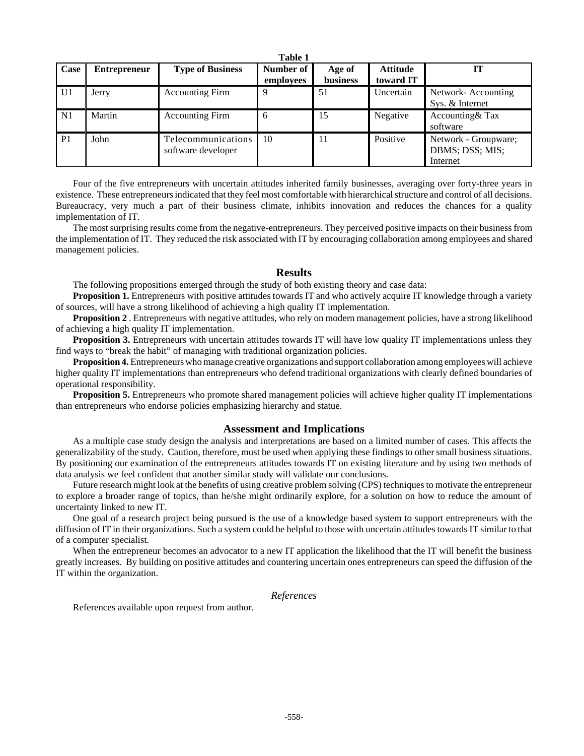**Table 1**

| Case | Entrepreneur | Type of Business | Number of employees | Age of business | Attitude toward IT | IT |
|---|---|---|---|---|---|---|
| U1 | Jerry | Accounting Firm | 9 | 51 | Uncertain | Network- Accounting Sys. & Internet |
| N1 | Martin | Accounting Firm | 6 | 15 | Negative | Accounting& Tax software |
| P1 | John | Telecommunications software developer | 10 | 11 | Positive | Network - Groupware; DBMS; DSS; MIS; Internet |

Four of the five entrepreneurs with uncertain attitudes inherited family businesses, averaging over forty-three years in existence. These entrepreneurs indicated that they feel most comfortable with hierarchical structure and control of all decisions. Bureaucracy, very much a part of their business climate, inhibits innovation and reduces the chances for a quality implementation of IT.

The most surprising results come from the negative-entrepreneurs. They perceived positive impacts on their business from the implementation of IT. They reduced the risk associated with IT by encouraging collaboration among employees and shared management policies.

## Results

The following propositions emerged through the study of both existing theory and case data:

**Proposition 1.** Entrepreneurs with positive attitudes towards IT and who actively acquire IT knowledge through a variety of sources, will have a strong likelihood of achieving a high quality IT implementation.

**Proposition 2** . Entrepreneurs with negative attitudes, who rely on modern management policies, have a strong likelihood of achieving a high quality IT implementation.

**Proposition 3.** Entrepreneurs with uncertain attitudes towards IT will have low quality IT implementations unless they find ways to "break the habit" of managing with traditional organization policies.

**Proposition 4.** Entrepreneurs who manage creative organizations and support collaboration among employees will achieve higher quality IT implementations than entrepreneurs who defend traditional organizations with clearly defined boundaries of operational responsibility.

**Proposition 5.** Entrepreneurs who promote shared management policies will achieve higher quality IT implementations than entrepreneurs who endorse policies emphasizing hierarchy and statue.

## Assessment and Implications

As a multiple case study design the analysis and interpretations are based on a limited number of cases. This affects the generalizability of the study. Caution, therefore, must be used when applying these findings to other small business situations. By positioning our examination of the entrepreneurs attitudes towards IT on existing literature and by using two methods of data analysis we feel confident that another similar study will validate our conclusions.

Future research might look at the benefits of using creative problem solving (CPS) techniques to motivate the entrepreneur to explore a broader range of topics, than he/she might ordinarily explore, for a solution on how to reduce the amount of uncertainty linked to new IT.

One goal of a research project being pursued is the use of a knowledge based system to support entrepreneurs with the diffusion of IT in their organizations. Such a system could be helpful to those with uncertain attitudes towards IT similar to that of a computer specialist.

When the entrepreneur becomes an advocator to a new IT application the likelihood that the IT will benefit the business greatly increases. By building on positive attitudes and countering uncertain ones entrepreneurs can speed the diffusion of the IT within the organization.

### *References*

References available upon request from author.